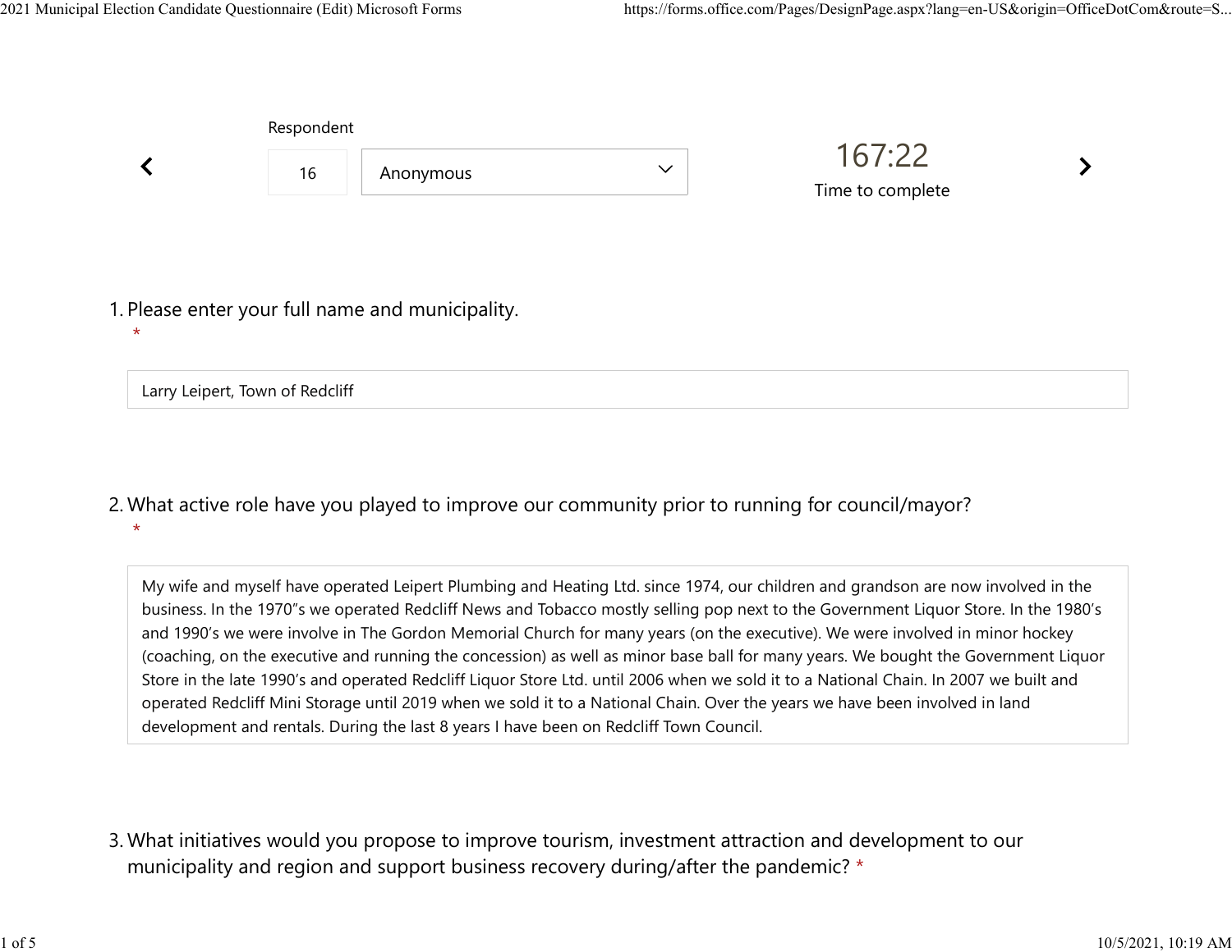Respondent

16 | Anonymous

167:22

Time to complete

1. Please enter your full name and municipality.
*

Larry Leipert, Town of Redcliff

2. What active role have you played to improve our community prior to running for council/mayor?
*

My wife and myself have operated Leipert Plumbing and Heating Ltd. since 1974, our children and grandson are now involved in the business. In the 1970"s we operated Redcliff News and Tobacco mostly selling pop next to the Government Liquor Store. In the 1980's and 1990's we were involve in The Gordon Memorial Church for many years (on the executive). We were involved in minor hockey (coaching, on the executive and running the concession) as well as minor base ball for many years. We bought the Government Liquor Store in the late 1990's and operated Redcliff Liquor Store Ltd. until 2006 when we sold it to a National Chain. In 2007 we built and operated Redcliff Mini Storage until 2019 when we sold it to a National Chain. Over the years we have been involved in land development and rentals. During the last 8 years I have been on Redcliff Town Council.

3. What initiatives would you propose to improve tourism, investment attraction and development to our municipality and region and support business recovery during/after the pandemic? *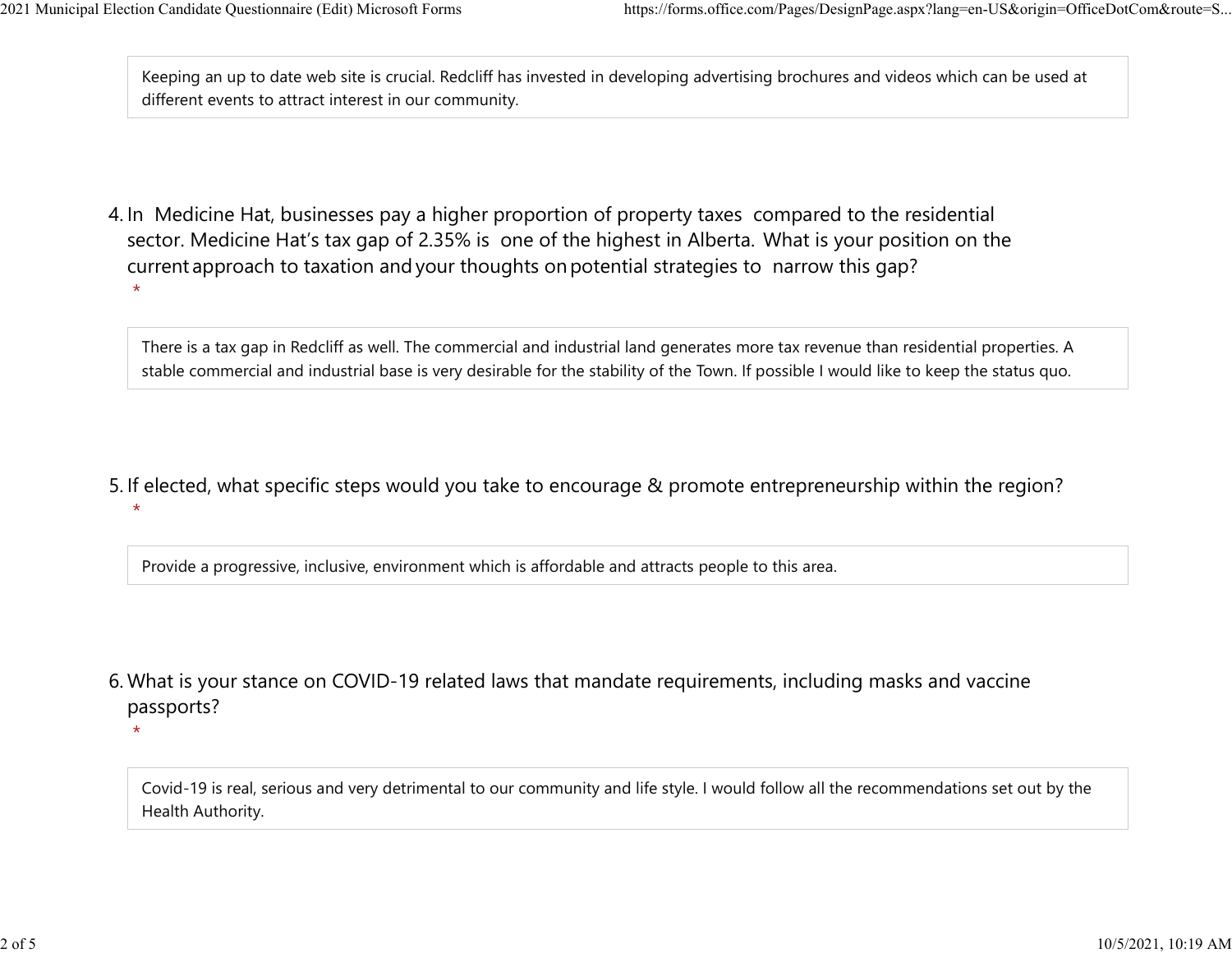Keeping an up to date web site is crucial. Redcliff has invested in developing advertising brochures and videos which can be used at different events to attract interest in our community.

4. In Medicine Hat, businesses pay a higher proportion of property taxes compared to the residential sector. Medicine Hat's tax gap of 2.35% is one of the highest in Alberta. What is your position on the current approach to taxation and your thoughts on potential strategies to narrow this gap?
*

There is a tax gap in Redcliff as well. The commercial and industrial land generates more tax revenue than residential properties. A stable commercial and industrial base is very desirable for the stability of the Town. If possible I would like to keep the status quo.

5. If elected, what specific steps would you take to encourage & promote entrepreneurship within the region?
*

Provide a progressive, inclusive, environment which is affordable and attracts people to this area.

6. What is your stance on COVID-19 related laws that mandate requirements, including masks and vaccine passports?
*

Covid-19 is real, serious and very detrimental to our community and life style. I would follow all the recommendations set out by the Health Authority.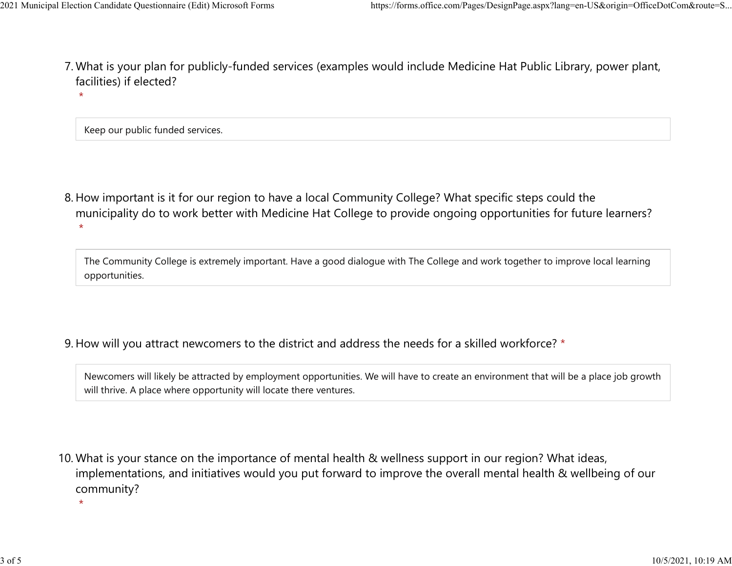7. What is your plan for publicly-funded services (examples would include Medicine Hat Public Library, power plant, facilities) if elected? *

Keep our public funded services.

8. How important is it for our region to have a local Community College? What specific steps could the municipality do to work better with Medicine Hat College to provide ongoing opportunities for future learners? *

The Community College is extremely important. Have a good dialogue with The College and work together to improve local learning opportunities.

9. How will you attract newcomers to the district and address the needs for a skilled workforce? *

Newcomers will likely be attracted by employment opportunities. We will have to create an environment that will be a place job growth will thrive. A place where opportunity will locate there ventures.

10. What is your stance on the importance of mental health & wellness support in our region? What ideas, implementations, and initiatives would you put forward to improve the overall mental health & wellbeing of our community? *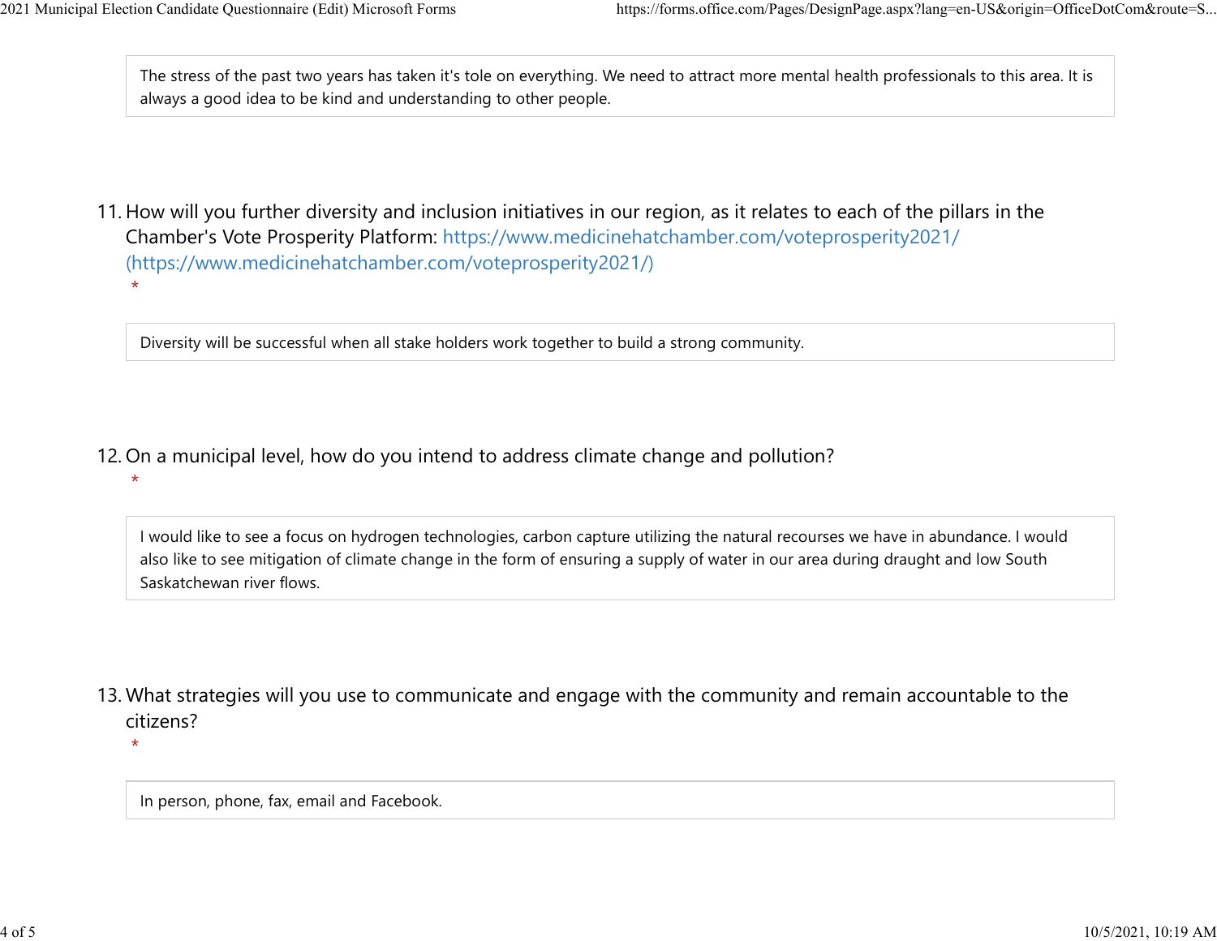The stress of the past two years has taken it's tole on everything. We need to attract more mental health professionals to this area. It is always a good idea to be kind and understanding to other people.

11. How will you further diversity and inclusion initiatives in our region, as it relates to each of the pillars in the Chamber's Vote Prosperity Platform: https://www.medicinehatchamber.com/voteprosperity2021/ (https://www.medicinehatchamber.com/voteprosperity2021/)
*

Diversity will be successful when all stake holders work together to build a strong community.

12. On a municipal level, how do you intend to address climate change and pollution?
*

I would like to see a focus on hydrogen technologies, carbon capture utilizing the natural recourses we have in abundance. I would also like to see mitigation of climate change in the form of ensuring a supply of water in our area during draught and low South Saskatchewan river flows.

13. What strategies will you use to communicate and engage with the community and remain accountable to the citizens?
*

In person, phone, fax, email and Facebook.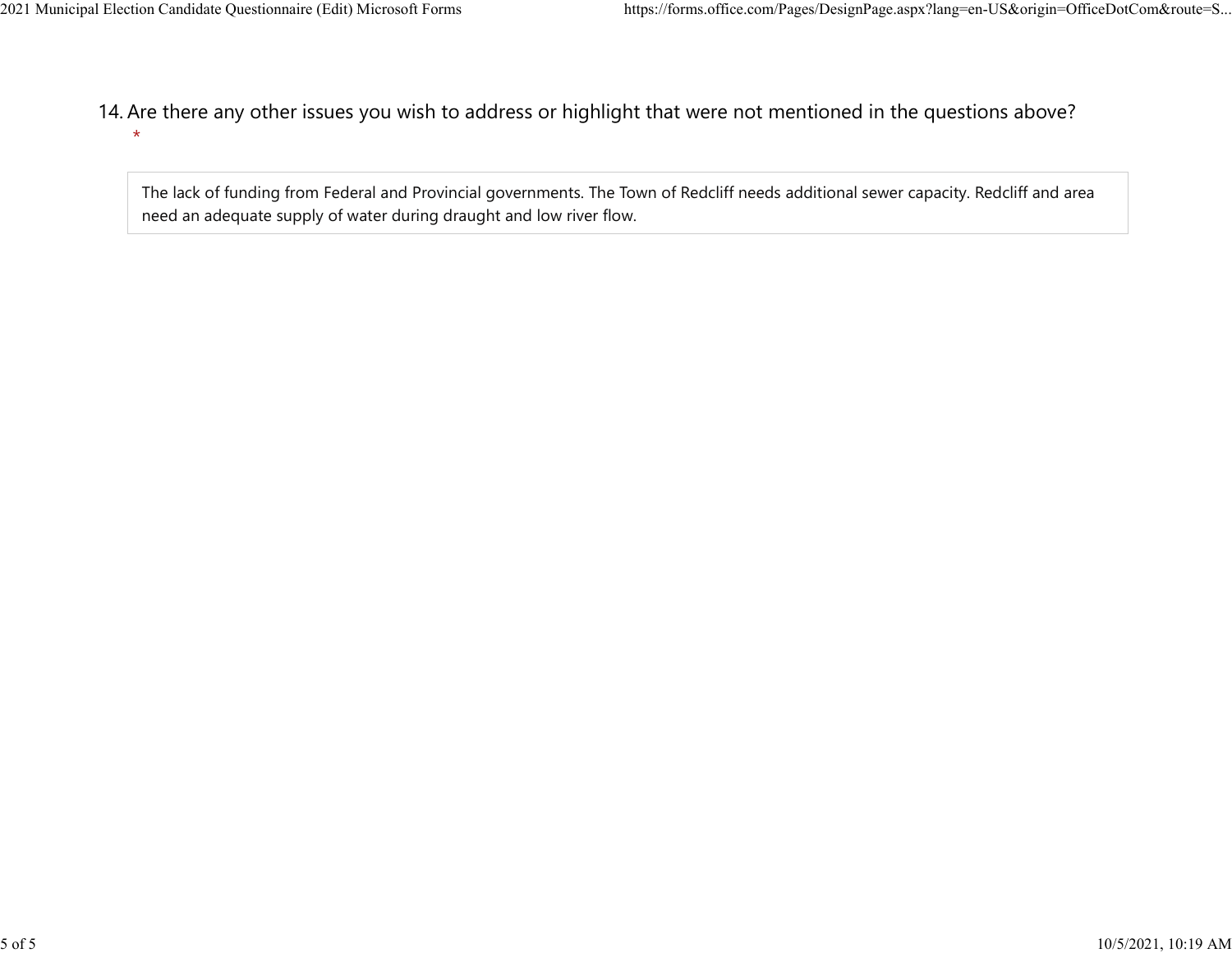14. Are there any other issues you wish to address or highlight that were not mentioned in the questions above?
*

The lack of funding from Federal and Provincial governments. The Town of Redcliff needs additional sewer capacity. Redcliff and area need an adequate supply of water during draught and low river flow.